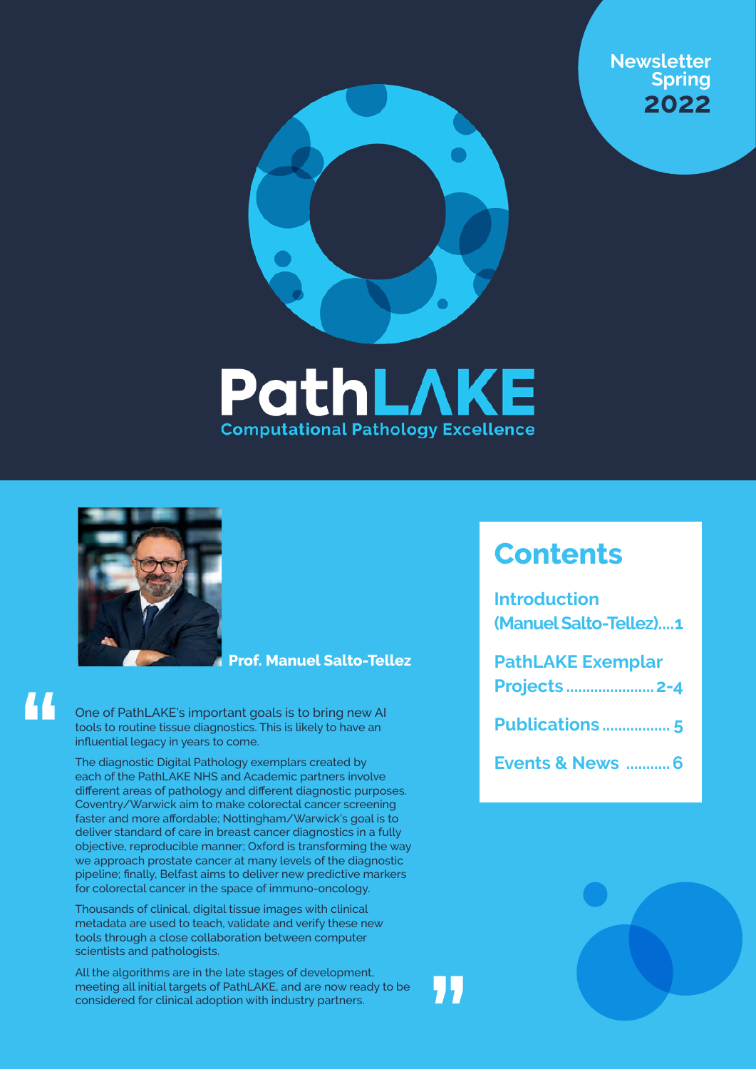Newsletter
Spring
**2022**

# PathLAKE

Computational Pathology Excellence

**Prof. Manuel Salto-Tellez**

> One of PathLAKE's important goals is to bring new AI tools to routine tissue diagnostics. This is likely to have an influential legacy in years to come.
>
> The diagnostic Digital Pathology exemplars created by each of the PathLAKE NHS and Academic partners involve different areas of pathology and different diagnostic purposes. Coventry/Warwick aim to make colorectal cancer screening faster and more affordable; Nottingham/Warwick's goal is to deliver standard of care in breast cancer diagnostics in a fully objective, reproducible manner; Oxford is transforming the way we approach prostate cancer at many levels of the diagnostic pipeline; finally, Belfast aims to deliver new predictive markers for colorectal cancer in the space of immuno-oncology.
>
> Thousands of clinical, digital tissue images with clinical metadata are used to teach, validate and verify these new tools through a close collaboration between computer scientists and pathologists.
>
> All the algorithms are in the late stages of development, meeting all initial targets of PathLAKE, and are now ready to be considered for clinical adoption with industry partners.

## Contents

- Introduction (Manuel Salto-Tellez)....1
- PathLAKE Exemplar Projects ...................... 2-4
- Publications ................. 5
- Events & News ........... 6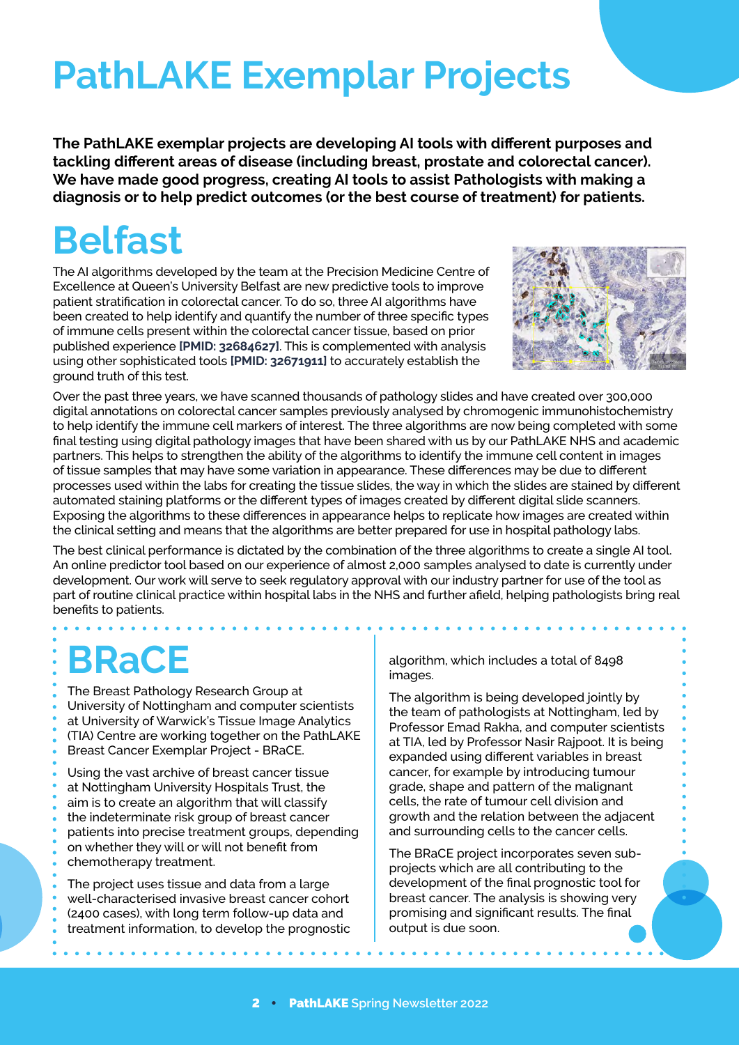# PathLAKE Exemplar Projects

**The PathLAKE exemplar projects are developing AI tools with different purposes and tackling different areas of disease (including breast, prostate and colorectal cancer). We have made good progress, creating AI tools to assist Pathologists with making a diagnosis or to help predict outcomes (or the best course of treatment) for patients.**

## Belfast

The AI algorithms developed by the team at the Precision Medicine Centre of Excellence at Queen's University Belfast are new predictive tools to improve patient stratification in colorectal cancer. To do so, three AI algorithms have been created to help identify and quantify the number of three specific types of immune cells present within the colorectal cancer tissue, based on prior published experience **[PMID: 32684627]**. This is complemented with analysis using other sophisticated tools **[PMID: 32671911]** to accurately establish the ground truth of this test.

Over the past three years, we have scanned thousands of pathology slides and have created over 300,000 digital annotations on colorectal cancer samples previously analysed by chromogenic immunohistochemistry to help identify the immune cell markers of interest. The three algorithms are now being completed with some final testing using digital pathology images that have been shared with us by our PathLAKE NHS and academic partners. This helps to strengthen the ability of the algorithms to identify the immune cell content in images of tissue samples that may have some variation in appearance. These differences may be due to different processes used within the labs for creating the tissue slides, the way in which the slides are stained by different automated staining platforms or the different types of images created by different digital slide scanners. Exposing the algorithms to these differences in appearance helps to replicate how images are created within the clinical setting and means that the algorithms are better prepared for use in hospital pathology labs.

The best clinical performance is dictated by the combination of the three algorithms to create a single AI tool. An online predictor tool based on our experience of almost 2,000 samples analysed to date is currently under development. Our work will serve to seek regulatory approval with our industry partner for use of the tool as part of routine clinical practice within hospital labs in the NHS and further afield, helping pathologists bring real benefits to patients.

## BRaCE

The Breast Pathology Research Group at University of Nottingham and computer scientists at University of Warwick's Tissue Image Analytics (TIA) Centre are working together on the PathLAKE Breast Cancer Exemplar Project - BRaCE.

Using the vast archive of breast cancer tissue at Nottingham University Hospitals Trust, the aim is to create an algorithm that will classify the indeterminate risk group of breast cancer patients into precise treatment groups, depending on whether they will or will not benefit from chemotherapy treatment.

The project uses tissue and data from a large well-characterised invasive breast cancer cohort (2400 cases), with long term follow-up data and treatment information, to develop the prognostic algorithm, which includes a total of 8498 images.

The algorithm is being developed jointly by the team of pathologists at Nottingham, led by Professor Emad Rakha, and computer scientists at TIA, led by Professor Nasir Rajpoot. It is being expanded using different variables in breast cancer, for example by introducing tumour grade, shape and pattern of the malignant cells, the rate of tumour cell division and growth and the relation between the adjacent and surrounding cells to the cancer cells.

The BRaCE project incorporates seven sub-projects which are all contributing to the development of the final prognostic tool for breast cancer. The analysis is showing very promising and significant results. The final output is due soon.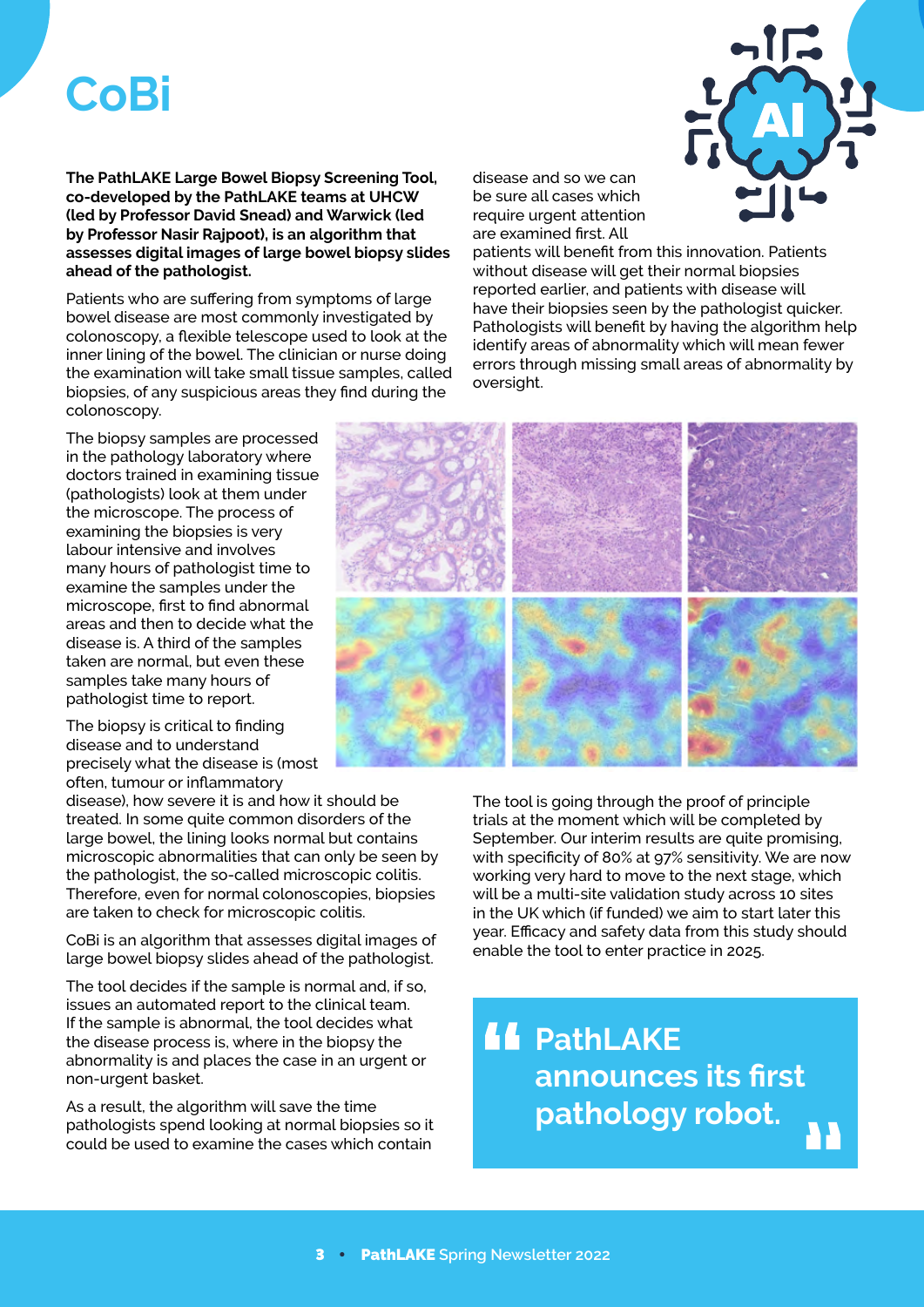# CoBi

**The PathLAKE Large Bowel Biopsy Screening Tool, co-developed by the PathLAKE teams at UHCW (led by Professor David Snead) and Warwick (led by Professor Nasir Rajpoot), is an algorithm that assesses digital images of large bowel biopsy slides ahead of the pathologist.**

Patients who are suffering from symptoms of large bowel disease are most commonly investigated by colonoscopy, a flexible telescope used to look at the inner lining of the bowel. The clinician or nurse doing the examination will take small tissue samples, called biopsies, of any suspicious areas they find during the colonoscopy.

The biopsy samples are processed in the pathology laboratory where doctors trained in examining tissue (pathologists) look at them under the microscope. The process of examining the biopsies is very labour intensive and involves many hours of pathologist time to examine the samples under the microscope, first to find abnormal areas and then to decide what the disease is. A third of the samples taken are normal, but even these samples take many hours of pathologist time to report.

The biopsy is critical to finding disease and to understand precisely what the disease is (most often, tumour or inflammatory disease), how severe it is and how it should be treated. In some quite common disorders of the large bowel, the lining looks normal but contains microscopic abnormalities that can only be seen by the pathologist, the so-called microscopic colitis. Therefore, even for normal colonoscopies, biopsies are taken to check for microscopic colitis.

CoBi is an algorithm that assesses digital images of large bowel biopsy slides ahead of the pathologist.

The tool decides if the sample is normal and, if so, issues an automated report to the clinical team. If the sample is abnormal, the tool decides what the disease process is, where in the biopsy the abnormality is and places the case in an urgent or non-urgent basket.

As a result, the algorithm will save the time pathologists spend looking at normal biopsies so it could be used to examine the cases which contain disease and so we can be sure all cases which require urgent attention are examined first. All patients will benefit from this innovation. Patients without disease will get their normal biopsies reported earlier, and patients with disease will have their biopsies seen by the pathologist quicker. Pathologists will benefit by having the algorithm help identify areas of abnormality which will mean fewer errors through missing small areas of abnormality by oversight.

The tool is going through the proof of principle trials at the moment which will be completed by September. Our interim results are quite promising, with specificity of 80% at 97% sensitivity. We are now working very hard to move to the next stage, which will be a multi-site validation study across 10 sites in the UK which (if funded) we aim to start later this year. Efficacy and safety data from this study should enable the tool to enter practice in 2025.

> **"PathLAKE announces its first pathology robot."**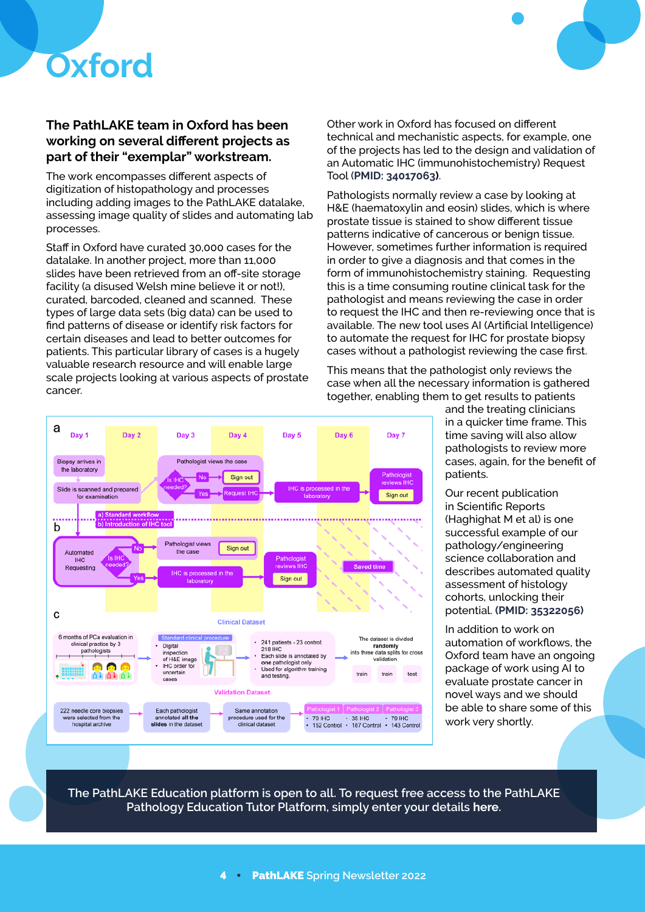# Oxford

**The PathLAKE team in Oxford has been working on several different projects as part of their "exemplar" workstream.**

The work encompasses different aspects of digitization of histopathology and processes including adding images to the PathLAKE datalake, assessing image quality of slides and automating lab processes.

Staff in Oxford have curated 30,000 cases for the datalake. In another project, more than 11,000 slides have been retrieved from an off-site storage facility (a disused Welsh mine believe it or not!), curated, barcoded, cleaned and scanned. These types of large data sets (big data) can be used to find patterns of disease or identify risk factors for certain diseases and lead to better outcomes for patients. This particular library of cases is a hugely valuable research resource and will enable large scale projects looking at various aspects of prostate cancer.

Other work in Oxford has focused on different technical and mechanistic aspects, for example, one of the projects has led to the design and validation of an Automatic IHC (immunohistochemistry) Request Tool **(PMID: 34017063)**.

Pathologists normally review a case by looking at H&E (haematoxylin and eosin) slides, which is where prostate tissue is stained to show different tissue patterns indicative of cancerous or benign tissue. However, sometimes further information is required in order to give a diagnosis and that comes in the form of immunohistochemistry staining. Requesting this is a time consuming routine clinical task for the pathologist and means reviewing the case in order to request the IHC and then re-reviewing once that is available. The new tool uses AI (Artificial Intelligence) to automate the request for IHC for prostate biopsy cases without a pathologist reviewing the case first.

This means that the pathologist only reviews the case when all the necessary information is gathered together, enabling them to get results to patients and the treating clinicians in a quicker time frame. This time saving will also allow pathologists to review more cases, again, for the benefit of patients.

Our recent publication in Scientific Reports (Haghighat M et al) is one successful example of our pathology/engineering science collaboration and describes automated quality assessment of histology cohorts, unlocking their potential. **(PMID: 35322056)**

In addition to work on automation of workflows, the Oxford team have an ongoing package of work using AI to evaluate prostate cancer in novel ways and we should be able to share some of this work very shortly.

The PathLAKE Education platform is open to all. To request free access to the PathLAKE Pathology Education Tutor Platform, simply enter your details **here**.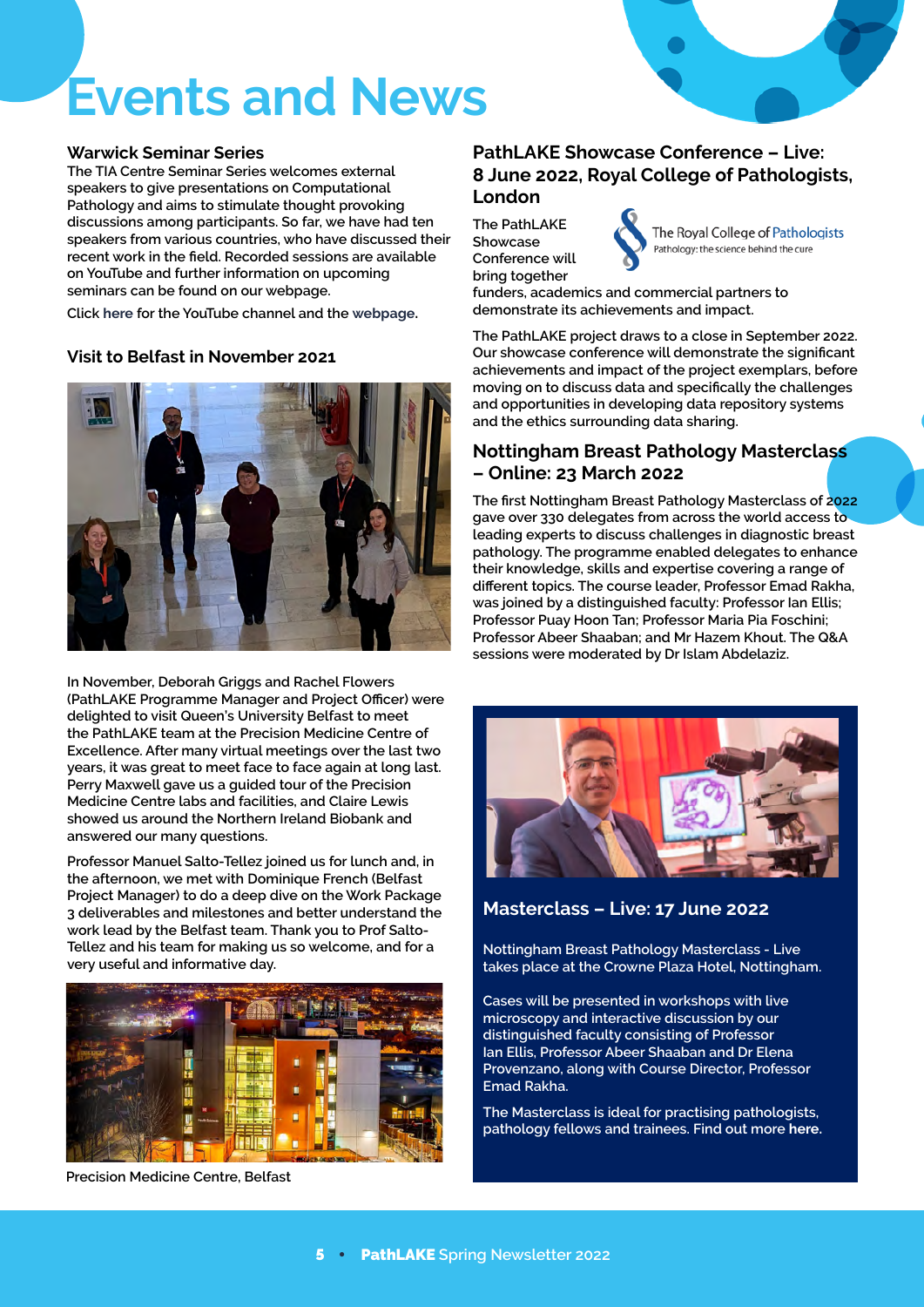# Events and News

## Warwick Seminar Series

The TIA Centre Seminar Series welcomes external speakers to give presentations on Computational Pathology and aims to stimulate thought provoking discussions among participants. So far, we have had ten speakers from various countries, who have discussed their recent work in the field. Recorded sessions are available on YouTube and further information on upcoming seminars can be found on our webpage.

Click here for the YouTube channel and the webpage.

## Visit to Belfast in November 2021

In November, Deborah Griggs and Rachel Flowers (PathLAKE Programme Manager and Project Officer) were delighted to visit Queen's University Belfast to meet the PathLAKE team at the Precision Medicine Centre of Excellence. After many virtual meetings over the last two years, it was great to meet face to face again at long last. Perry Maxwell gave us a guided tour of the Precision Medicine Centre labs and facilities, and Claire Lewis showed us around the Northern Ireland Biobank and answered our many questions.

Professor Manuel Salto-Tellez joined us for lunch and, in the afternoon, we met with Dominique French (Belfast Project Manager) to do a deep dive on the Work Package 3 deliverables and milestones and better understand the work lead by the Belfast team. Thank you to Prof Salto-Tellez and his team for making us so welcome, and for a very useful and informative day.

Precision Medicine Centre, Belfast

## PathLAKE Showcase Conference – Live: 8 June 2022, Royal College of Pathologists, London

The Royal College of Pathologists
Pathology: the science behind the cure

The PathLAKE Showcase Conference will bring together funders, academics and commercial partners to demonstrate its achievements and impact.

The PathLAKE project draws to a close in September 2022. Our showcase conference will demonstrate the significant achievements and impact of the project exemplars, before moving on to discuss data and specifically the challenges and opportunities in developing data repository systems and the ethics surrounding data sharing.

## Nottingham Breast Pathology Masterclass – Online: 23 March 2022

The first Nottingham Breast Pathology Masterclass of 2022 gave over 330 delegates from across the world access to leading experts to discuss challenges in diagnostic breast pathology. The programme enabled delegates to enhance their knowledge, skills and expertise covering a range of different topics. The course leader, Professor Emad Rakha, was joined by a distinguished faculty: Professor Ian Ellis; Professor Puay Hoon Tan; Professor Maria Pia Foschini; Professor Abeer Shaaban; and Mr Hazem Khout. The Q&A sessions were moderated by Dr Islam Abdelaziz.

## Masterclass – Live: 17 June 2022

Nottingham Breast Pathology Masterclass - Live takes place at the Crowne Plaza Hotel, Nottingham.

Cases will be presented in workshops with live microscopy and interactive discussion by our distinguished faculty consisting of Professor Ian Ellis, Professor Abeer Shaaban and Dr Elena Provenzano, along with Course Director, Professor Emad Rakha.

The Masterclass is ideal for practising pathologists, pathology fellows and trainees. Find out more **here.**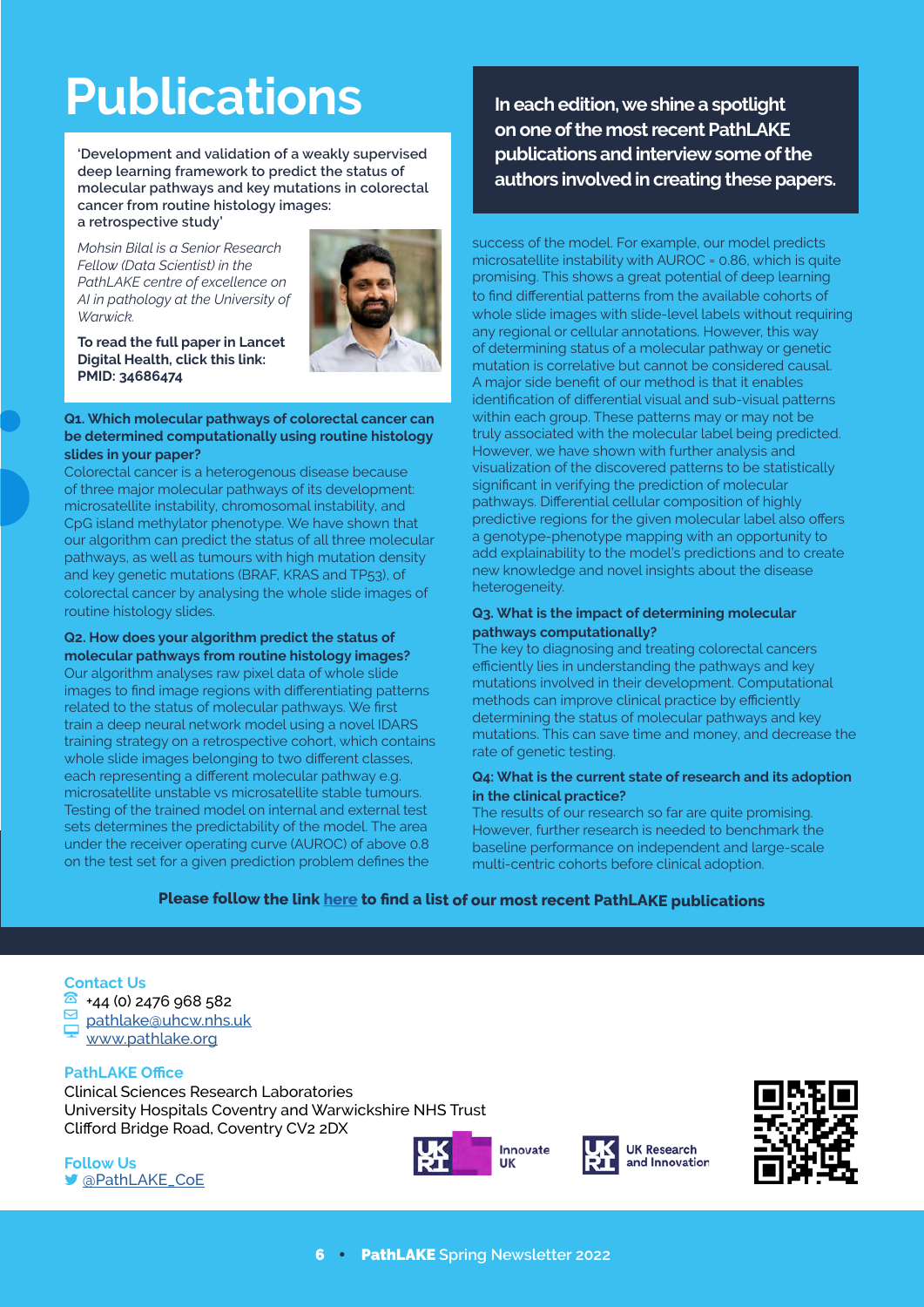# Publications

'Development and validation of a weakly supervised deep learning framework to predict the status of molecular pathways and key mutations in colorectal cancer from routine histology images: a retrospective study'

*Mohsin Bilal is a Senior Research Fellow (Data Scientist) in the PathLAKE centre of excellence on AI in pathology at the University of Warwick.*

**To read the full paper in Lancet Digital Health, click this link: PMID: 34686474**

**In each edition, we shine a spotlight on one of the most recent PathLAKE publications and interview some of the authors involved in creating these papers.**

**Q1. Which molecular pathways of colorectal cancer can be determined computationally using routine histology slides in your paper?**

Colorectal cancer is a heterogenous disease because of three major molecular pathways of its development: microsatellite instability, chromosomal instability, and CpG island methylator phenotype. We have shown that our algorithm can predict the status of all three molecular pathways, as well as tumours with high mutation density and key genetic mutations (BRAF, KRAS and TP53), of colorectal cancer by analysing the whole slide images of routine histology slides.

**Q2. How does your algorithm predict the status of molecular pathways from routine histology images?**

Our algorithm analyses raw pixel data of whole slide images to find image regions with differentiating patterns related to the status of molecular pathways. We first train a deep neural network model using a novel IDARS training strategy on a retrospective cohort, which contains whole slide images belonging to two different classes, each representing a different molecular pathway e.g. microsatellite unstable vs microsatellite stable tumours. Testing of the trained model on internal and external test sets determines the predictability of the model. The area under the receiver operating curve (AUROC) of above 0.8 on the test set for a given prediction problem defines the success of the model. For example, our model predicts microsatellite instability with AUROC = 0.86, which is quite promising. This shows a great potential of deep learning to find differential patterns from the available cohorts of whole slide images with slide-level labels without requiring any regional or cellular annotations. However, this way of determining status of a molecular pathway or genetic mutation is correlative but cannot be considered causal. A major side benefit of our method is that it enables identification of differential visual and sub-visual patterns within each group. These patterns may or may not be truly associated with the molecular label being predicted. However, we have shown with further analysis and visualization of the discovered patterns to be statistically significant in verifying the prediction of molecular pathways. Differential cellular composition of highly predictive regions for the given molecular label also offers a genotype-phenotype mapping with an opportunity to add explainability to the model's predictions and to create new knowledge and novel insights about the disease heterogeneity.

**Q3. What is the impact of determining molecular pathways computationally?**

The key to diagnosing and treating colorectal cancers efficiently lies in understanding the pathways and key mutations involved in their development. Computational methods can improve clinical practice by efficiently determining the status of molecular pathways and key mutations. This can save time and money, and decrease the rate of genetic testing.

**Q4: What is the current state of research and its adoption in the clinical practice?**

The results of our research so far are quite promising. However, further research is needed to benchmark the baseline performance on independent and large-scale multi-centric cohorts before clinical adoption.

**Please follow the link here to find a list of our most recent PathLAKE publications**

**Contact Us**

+44 (0) 2476 968 582

pathlake@uhcw.nhs.uk

www.pathlake.org

**PathLAKE Office**

Clinical Sciences Research Laboratories
University Hospitals Coventry and Warwickshire NHS Trust
Clifford Bridge Road, Coventry CV2 2DX

**Follow Us**

@PathLAKE_CoE

Innovate UK

UK Research and Innovation